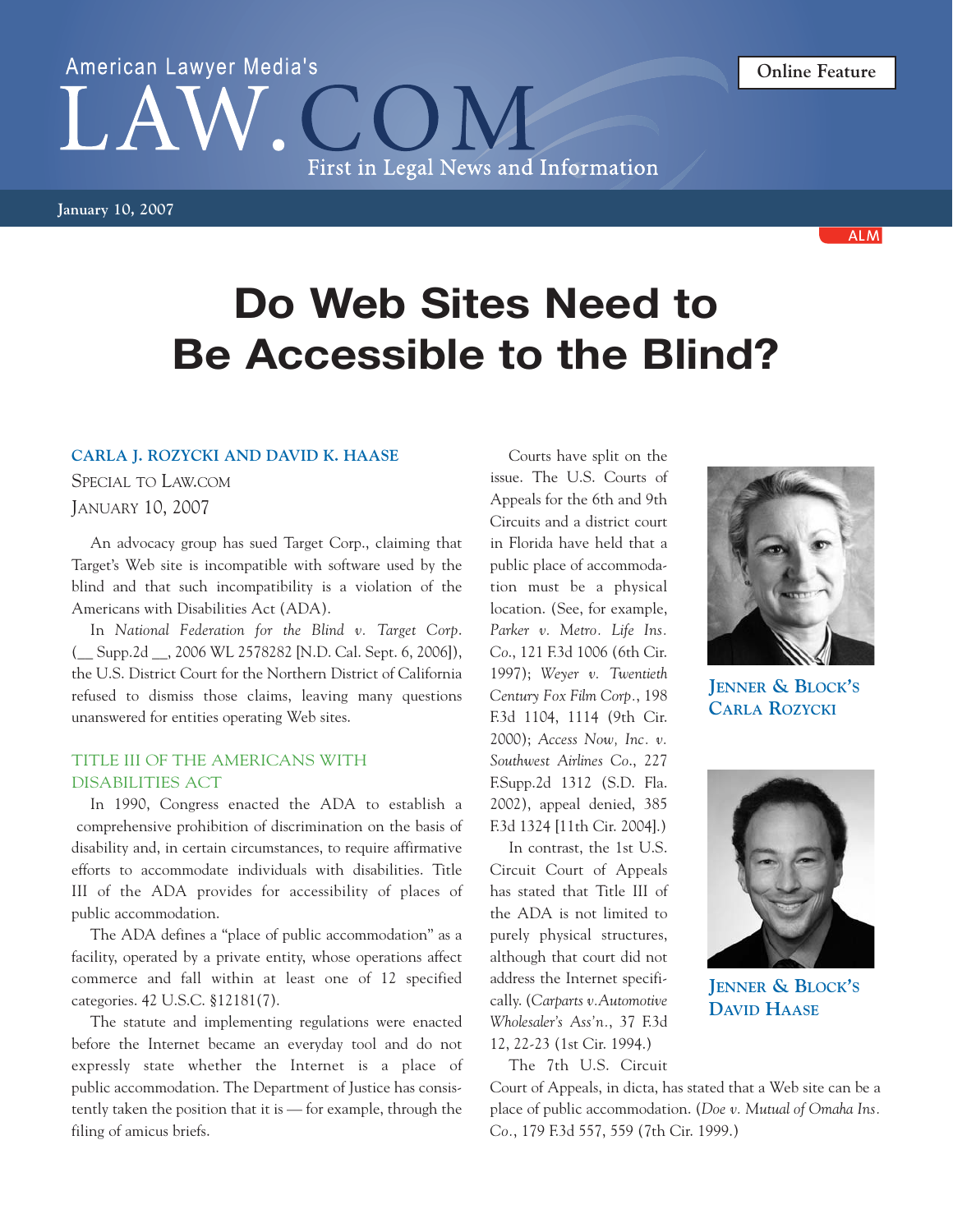# Do Web Sites Need to Be Accessible to the Blind?

**CARLA J. ROZYCKI AND DAVID K. HAASE**
Special to Law.com
January 10, 2007

An advocacy group has sued Target Corp., claiming that Target's Web site is incompatible with software used by the blind and that such incompatibility is a violation of the Americans with Disabilities Act (ADA).

In *National Federation for the Blind v. Target Corp.* (__ Supp.2d __, 2006 WL 2578282 [N.D. Cal. Sept. 6, 2006]), the U.S. District Court for the Northern District of California refused to dismiss those claims, leaving many questions unanswered for entities operating Web sites.

## TITLE III OF THE AMERICANS WITH DISABILITIES ACT

In 1990, Congress enacted the ADA to establish a comprehensive prohibition of discrimination on the basis of disability and, in certain circumstances, to require affirmative efforts to accommodate individuals with disabilities. Title III of the ADA provides for accessibility of places of public accommodation.

The ADA defines a "place of public accommodation" as a facility, operated by a private entity, whose operations affect commerce and fall within at least one of 12 specified categories. 42 U.S.C. §12181(7).

The statute and implementing regulations were enacted before the Internet became an everyday tool and do not expressly state whether the Internet is a place of public accommodation. The Department of Justice has consistently taken the position that it is — for example, through the filing of amicus briefs.

Courts have split on the issue. The U.S. Courts of Appeals for the 6th and 9th Circuits and a district court in Florida have held that a public place of accommodation must be a physical location. (See, for example, *Parker v. Metro. Life Ins. Co.*, 121 F.3d 1006 (6th Cir. 1997); *Weyer v. Twentieth Century Fox Film Corp.*, 198 F.3d 1104, 1114 (9th Cir. 2000); *Access Now, Inc. v. Southwest Airlines Co.*, 227 F.Supp.2d 1312 (S.D. Fla. 2002), appeal denied, 385 F.3d 1324 [11th Cir. 2004].)

In contrast, the 1st U.S. Circuit Court of Appeals has stated that Title III of the ADA is not limited to purely physical structures, although that court did not address the Internet specifically. (*Carparts v. Automotive Wholesaler's Ass'n.*, 37 F.3d 12, 22-23 (1st Cir. 1994.)

The 7th U.S. Circuit Court of Appeals, in dicta, has stated that a Web site can be a place of public accommodation. (*Doe v. Mutual of Omaha Ins. Co.*, 179 F.3d 557, 559 (7th Cir. 1999.)

Jenner & Block's Carla Rozycki

Jenner & Block's David Haase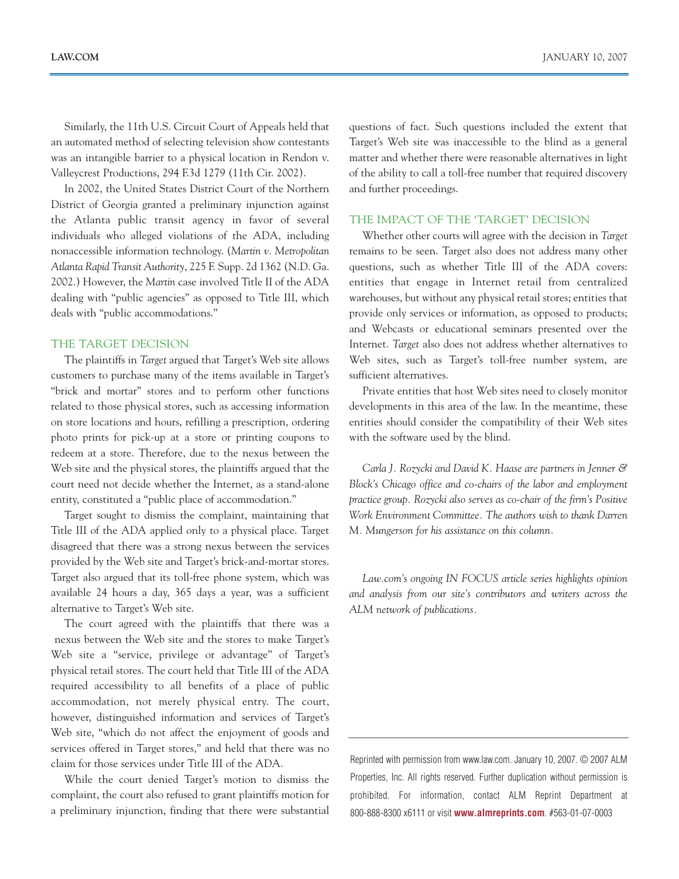Similarly, the 11th U.S. Circuit Court of Appeals held that an automated method of selecting television show contestants was an intangible barrier to a physical location in Rendon v. Valleycrest Productions, 294 F.3d 1279 (11th Cir. 2002).

In 2002, the United States District Court of the Northern District of Georgia granted a preliminary injunction against the Atlanta public transit agency in favor of several individuals who alleged violations of the ADA, including nonaccessible information technology. (*Martin v. Metropolitan Atlanta Rapid Transit Authority*, 225 F. Supp. 2d 1362 (N.D. Ga. 2002).) However, the *Martin* case involved Title II of the ADA dealing with "public agencies" as opposed to Title III, which deals with "public accommodations."

## THE TARGET DECISION

The plaintiffs in *Target* argued that Target's Web site allows customers to purchase many of the items available in Target's "brick and mortar" stores and to perform other functions related to those physical stores, such as accessing information on store locations and hours, refilling a prescription, ordering photo prints for pick-up at a store or printing coupons to redeem at a store. Therefore, due to the nexus between the Web site and the physical stores, the plaintiffs argued that the court need not decide whether the Internet, as a stand-alone entity, constituted a "public place of accommodation."

Target sought to dismiss the complaint, maintaining that Title III of the ADA applied only to a physical place. Target disagreed that there was a strong nexus between the services provided by the Web site and Target's brick-and-mortar stores. Target also argued that its toll-free phone system, which was available 24 hours a day, 365 days a year, was a sufficient alternative to Target's Web site.

The court agreed with the plaintiffs that there was a nexus between the Web site and the stores to make Target's Web site a "service, privilege or advantage" of Target's physical retail stores. The court held that Title III of the ADA required accessibility to all benefits of a place of public accommodation, not merely physical entry. The court, however, distinguished information and services of Target's Web site, "which do not affect the enjoyment of goods and services offered in Target stores," and held that there was no claim for those services under Title III of the ADA.

While the court denied Target's motion to dismiss the complaint, the court also refused to grant plaintiffs motion for a preliminary injunction, finding that there were substantial questions of fact. Such questions included the extent that Target's Web site was inaccessible to the blind as a general matter and whether there were reasonable alternatives in light of the ability to call a toll-free number that required discovery and further proceedings.

## THE IMPACT OF THE 'TARGET' DECISION

Whether other courts will agree with the decision in *Target* remains to be seen. Target also does not address many other questions, such as whether Title III of the ADA covers: entities that engage in Internet retail from centralized warehouses, but without any physical retail stores; entities that provide only services or information, as opposed to products; and Webcasts or educational seminars presented over the Internet. *Target* also does not address whether alternatives to Web sites, such as Target's toll-free number system, are sufficient alternatives.

Private entities that host Web sites need to closely monitor developments in this area of the law. In the meantime, these entities should consider the compatibility of their Web sites with the software used by the blind.

*Carla J. Rozycki and David K. Haase are partners in Jenner & Block's Chicago office and co-chairs of the labor and employment practice group. Rozycki also serves as co-chair of the firm's Positive Work Environment Committee. The authors wish to thank Darren M. Mungerson for his assistance on this column.*

*Law.com's ongoing IN FOCUS article series highlights opinion and analysis from our site's contributors and writers across the ALM network of publications.*

Reprinted with permission from www.law.com. January 10, 2007. © 2007 ALM Properties, Inc. All rights reserved. Further duplication without permission is prohibited. For information, contact ALM Reprint Department at 800-888-8300 x6111 or visit **www.almreprints.com**. #563-01-07-0003